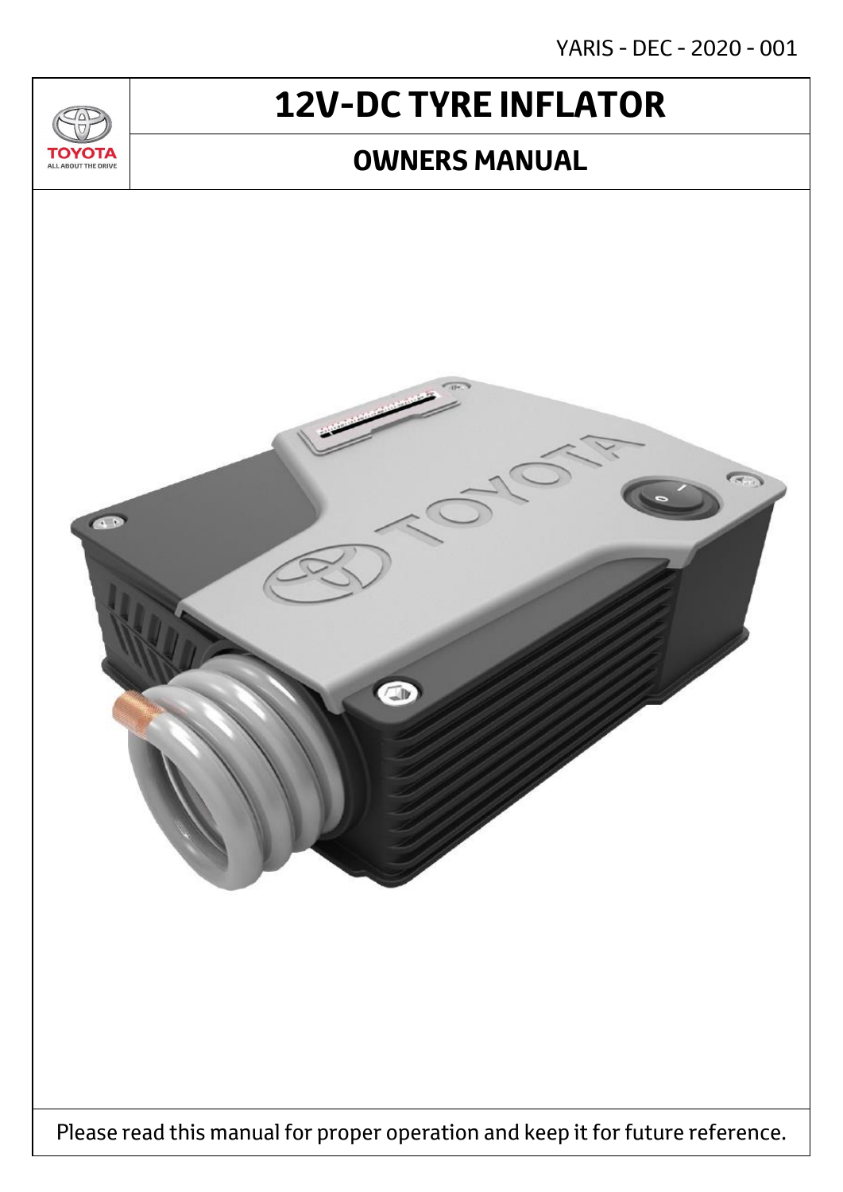YARIS - DEC - 2020 - 001

TOYOTA
ALL ABOUT THE DRIVE

# 12V-DC TYRE INFLATOR

## OWNERS MANUAL

Please read this manual for proper operation and keep it for future reference.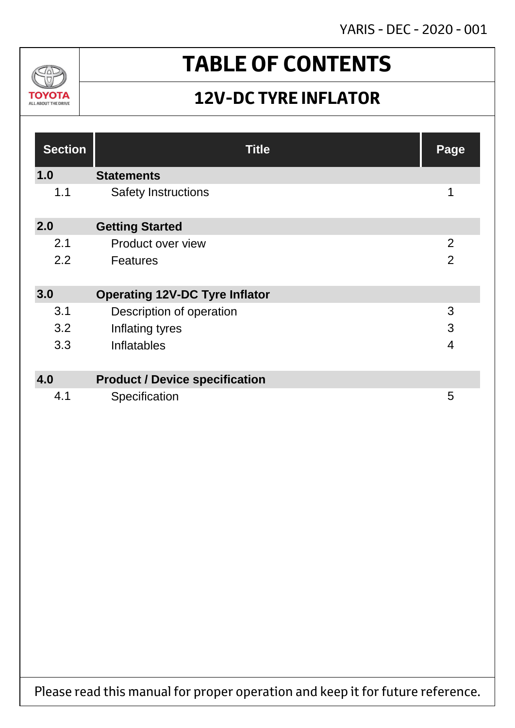# TABLE OF CONTENTS

## 12V-DC TYRE INFLATOR

| Section | Title | Page |
|---|---|---|
| **1.0** | **Statements** | |
| 1.1 | Safety Instructions | 1 |
| **2.0** | **Getting Started** | |
| 2.1 | Product over view | 2 |
| 2.2 | Features | 2 |
| **3.0** | **Operating 12V-DC Tyre Inflator** | |
| 3.1 | Description of operation | 3 |
| 3.2 | Inflating tyres | 3 |
| 3.3 | Inflatables | 4 |
| **4.0** | **Product / Device specification** | |
| 4.1 | Specification | 5 |

Please read this manual for proper operation and keep it for future reference.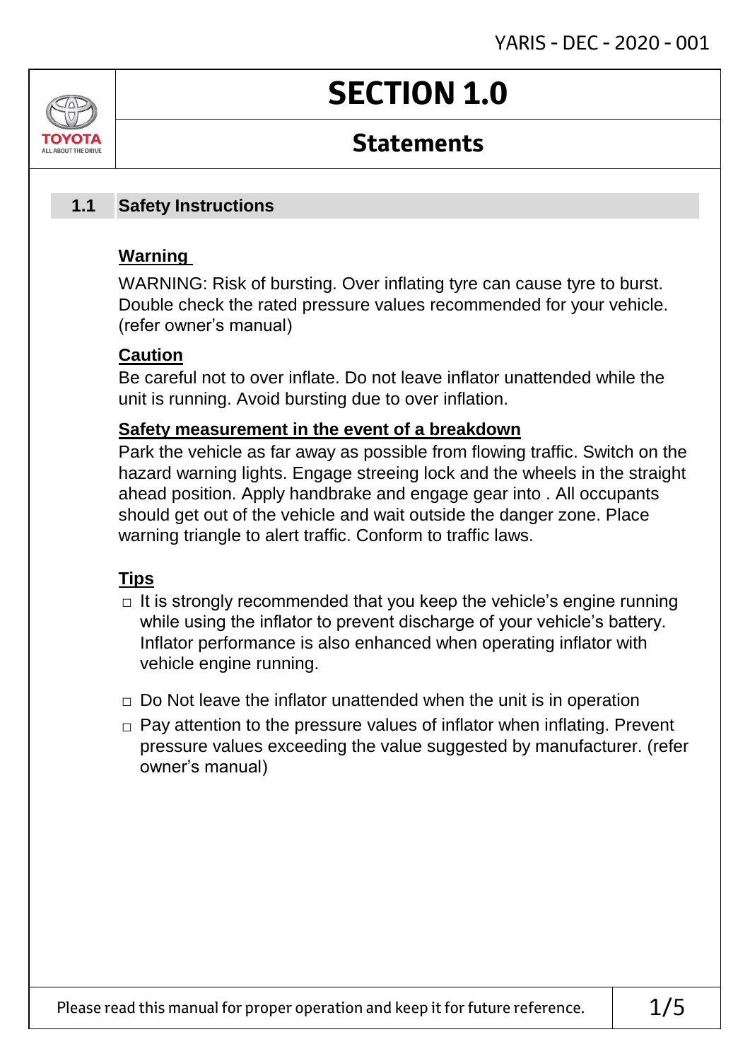# SECTION 1.0

## Statements

### 1.1 Safety Instructions

**Warning**

WARNING: Risk of bursting. Over inflating tyre can cause tyre to burst. Double check the rated pressure values recommended for your vehicle. (refer owner's manual)

**Caution**

Be careful not to over inflate. Do not leave inflator unattended while the unit is running. Avoid bursting due to over inflation.

**Safety measurement in the event of a breakdown**

Park the vehicle as far away as possible from flowing traffic. Switch on the hazard warning lights. Engage streeing lock and the wheels in the straight ahead position. Apply handbrake and engage gear into . All occupants should get out of the vehicle and wait outside the danger zone. Place warning triangle to alert traffic. Conform to traffic laws.

**Tips**

- It is strongly recommended that you keep the vehicle's engine running while using the inflator to prevent discharge of your vehicle's battery. Inflator performance is also enhanced when operating inflator with vehicle engine running.
- Do Not leave the inflator unattended when the unit is in operation
- Pay attention to the pressure values of inflator when inflating. Prevent pressure values exceeding the value suggested by manufacturer. (refer owner's manual)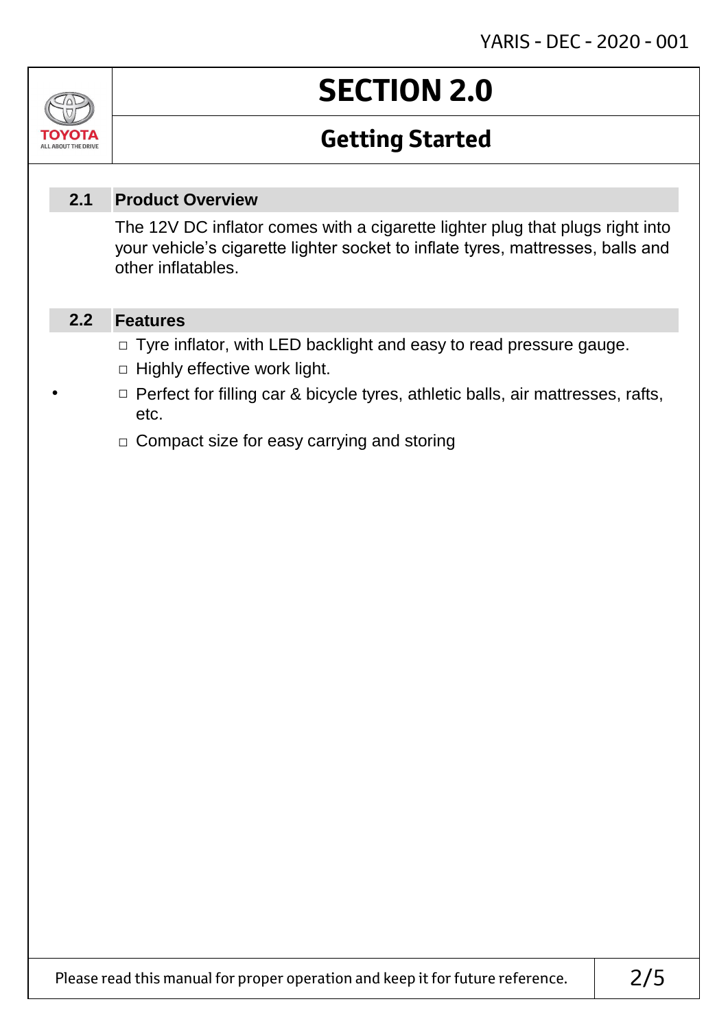# SECTION 2.0

## Getting Started

### 2.1 Product Overview

The 12V DC inflator comes with a cigarette lighter plug that plugs right into your vehicle's cigarette lighter socket to inflate tyres, mattresses, balls and other inflatables.

### 2.2 Features

- Tyre inflator, with LED backlight and easy to read pressure gauge.
- Highly effective work light.
- Perfect for filling car & bicycle tyres, athletic balls, air mattresses, rafts, etc.
- Compact size for easy carrying and storing

Please read this manual for proper operation and keep it for future reference.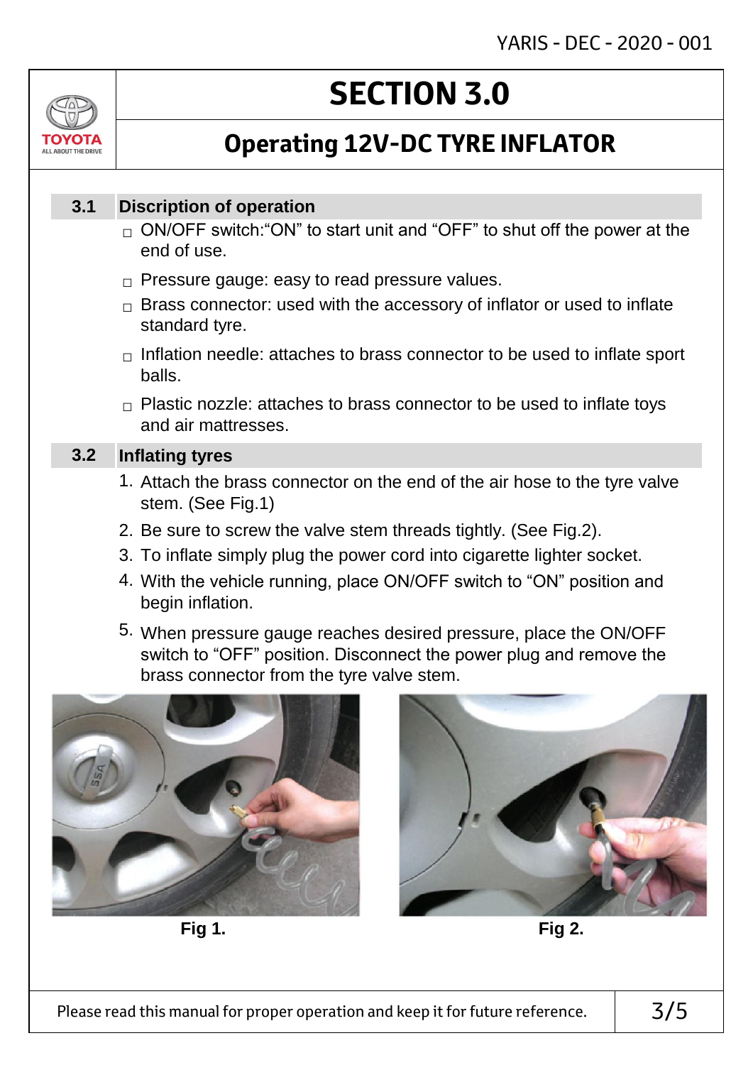# SECTION 3.0

## Operating 12V-DC TYRE INFLATOR

### 3.1 Discription of operation

- ON/OFF switch:"ON" to start unit and "OFF" to shut off the power at the end of use.
- Pressure gauge: easy to read pressure values.
- Brass connector: used with the accessory of inflator or used to inflate standard tyre.
- Inflation needle: attaches to brass connector to be used to inflate sport balls.
- Plastic nozzle: attaches to brass connector to be used to inflate toys and air mattresses.

### 3.2 Inflating tyres

1. Attach the brass connector on the end of the air hose to the tyre valve stem. (See Fig.1)
2. Be sure to screw the valve stem threads tightly. (See Fig.2).
3. To inflate simply plug the power cord into cigarette lighter socket.
4. With the vehicle running, place ON/OFF switch to "ON" position and begin inflation.
5. When pressure gauge reaches desired pressure, place the ON/OFF switch to "OFF" position. Disconnect the power plug and remove the brass connector from the tyre valve stem.

**Fig 1.**

**Fig 2.**

Please read this manual for proper operation and keep it for future reference.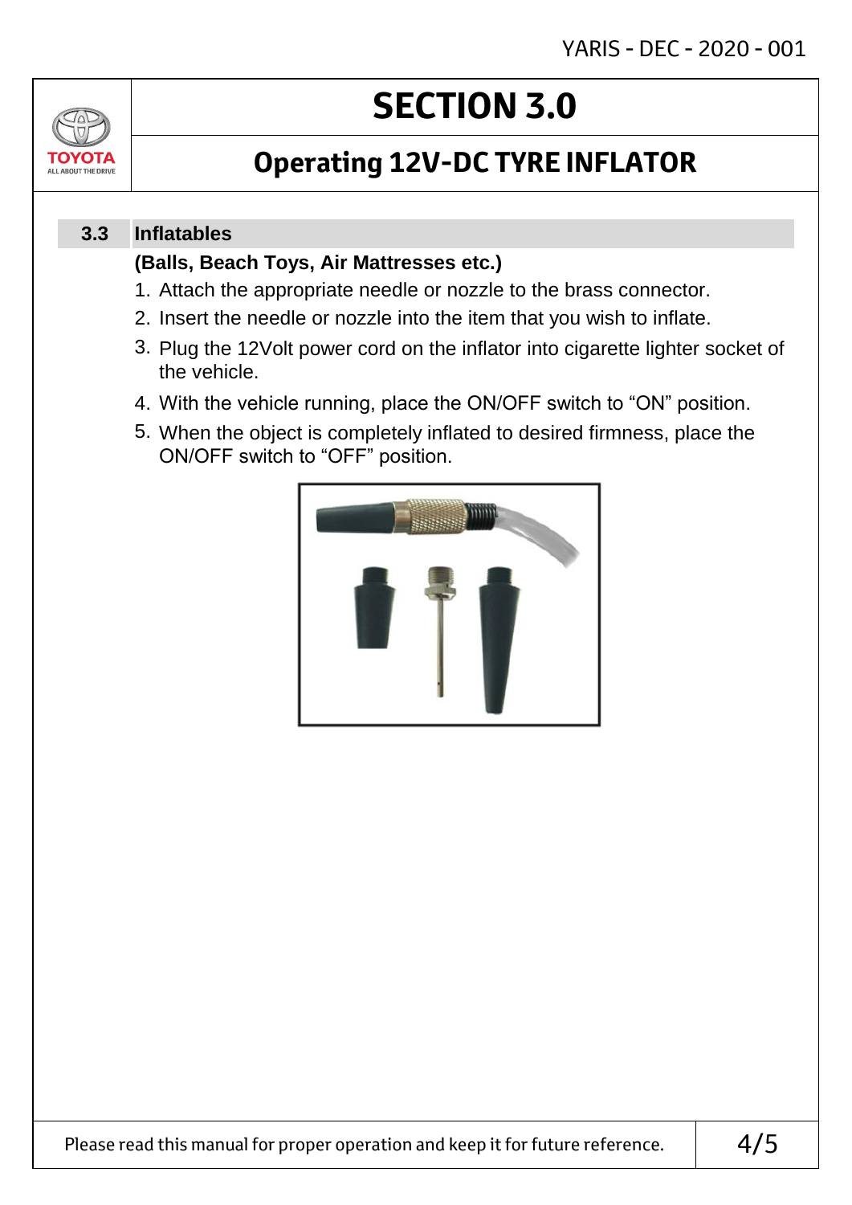# SECTION 3.0

## Operating 12V-DC TYRE INFLATOR

### 3.3 Inflatables

**(Balls, Beach Toys, Air Mattresses etc.)**

1. Attach the appropriate needle or nozzle to the brass connector.
2. Insert the needle or nozzle into the item that you wish to inflate.
3. Plug the 12Volt power cord on the inflator into cigarette lighter socket of the vehicle.
4. With the vehicle running, place the ON/OFF switch to "ON" position.
5. When the object is completely inflated to desired firmness, place the ON/OFF switch to "OFF" position.

Please read this manual for proper operation and keep it for future reference.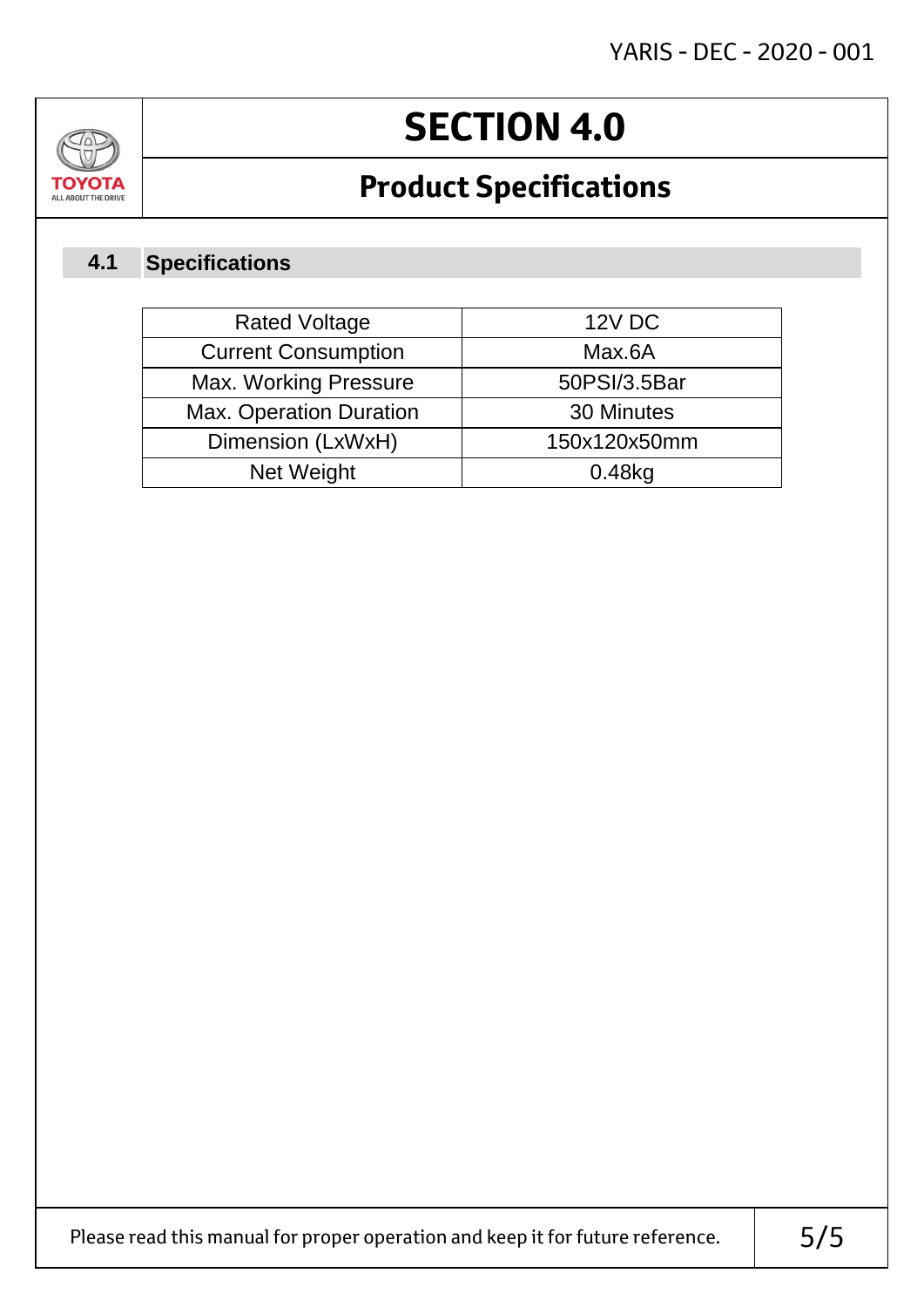# SECTION 4.0

## Product Specifications

### 4.1 Specifications

| | |
|---|---|
| Rated Voltage | 12V DC |
| Current Consumption | Max.6A |
| Max. Working Pressure | 50PSI/3.5Bar |
| Max. Operation Duration | 30 Minutes |
| Dimension (LxWxH) | 150x120x50mm |
| Net Weight | 0.48kg |